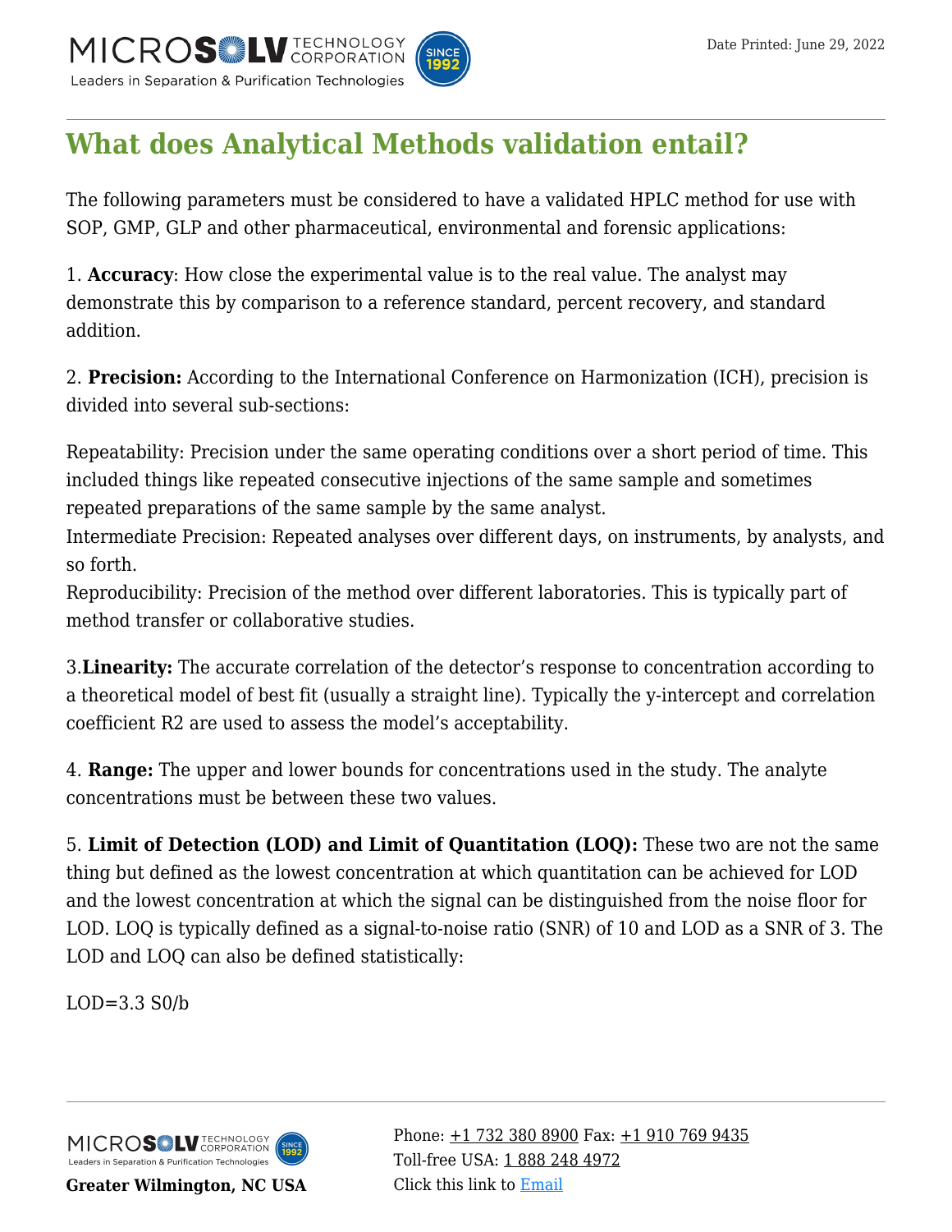# What does Analytical Methods validation entail?

The following parameters must be considered to have a validated HPLC method for use with SOP, GMP, GLP and other pharmaceutical, environmental and forensic applications:

1. **Accuracy**: How close the experimental value is to the real value. The analyst may demonstrate this by comparison to a reference standard, percent recovery, and standard addition.

2. **Precision:** According to the International Conference on Harmonization (ICH), precision is divided into several sub-sections:

Repeatability: Precision under the same operating conditions over a short period of time. This included things like repeated consecutive injections of the same sample and sometimes repeated preparations of the same sample by the same analyst.
Intermediate Precision: Repeated analyses over different days, on instruments, by analysts, and so forth.
Reproducibility: Precision of the method over different laboratories. This is typically part of method transfer or collaborative studies.

3.**Linearity:** The accurate correlation of the detector's response to concentration according to a theoretical model of best fit (usually a straight line). Typically the y-intercept and correlation coefficient R2 are used to assess the model's acceptability.

4. **Range:** The upper and lower bounds for concentrations used in the study. The analyte concentrations must be between these two values.

5. **Limit of Detection (LOD) and Limit of Quantitation (LOQ):** These two are not the same thing but defined as the lowest concentration at which quantitation can be achieved for LOD and the lowest concentration at which the signal can be distinguished from the noise floor for LOD. LOQ is typically defined as a signal-to-noise ratio (SNR) of 10 and LOD as a SNR of 3. The LOD and LOQ can also be defined statistically:

$$LOD=3.3\ S0/b$$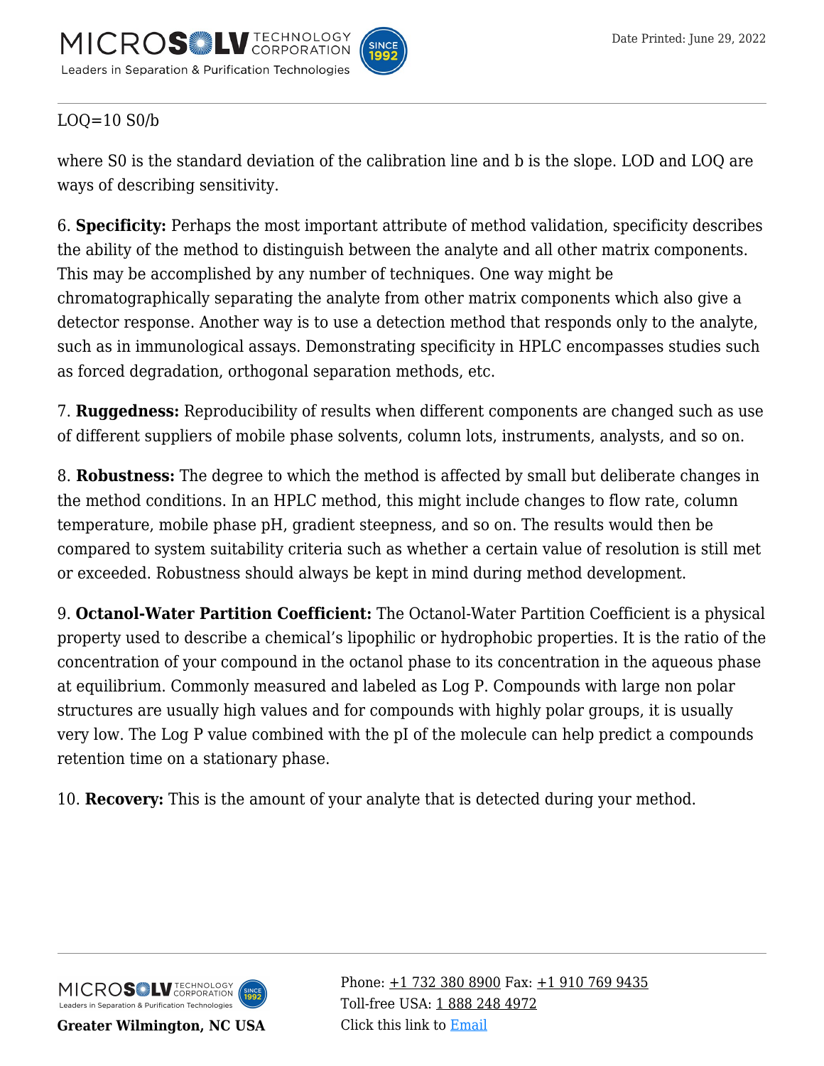$$LOQ = 10\ S_0/b$$

where $S_0$ is the standard deviation of the calibration line and b is the slope. LOD and LOQ are ways of describing sensitivity.

6. **Specificity:** Perhaps the most important attribute of method validation, specificity describes the ability of the method to distinguish between the analyte and all other matrix components. This may be accomplished by any number of techniques. One way might be chromatographically separating the analyte from other matrix components which also give a detector response. Another way is to use a detection method that responds only to the analyte, such as in immunological assays. Demonstrating specificity in HPLC encompasses studies such as forced degradation, orthogonal separation methods, etc.

7. **Ruggedness:** Reproducibility of results when different components are changed such as use of different suppliers of mobile phase solvents, column lots, instruments, analysts, and so on.

8. **Robustness:** The degree to which the method is affected by small but deliberate changes in the method conditions. In an HPLC method, this might include changes to flow rate, column temperature, mobile phase pH, gradient steepness, and so on. The results would then be compared to system suitability criteria such as whether a certain value of resolution is still met or exceeded. Robustness should always be kept in mind during method development.

9. **Octanol-Water Partition Coefficient:** The Octanol-Water Partition Coefficient is a physical property used to describe a chemical's lipophilic or hydrophobic properties. It is the ratio of the concentration of your compound in the octanol phase to its concentration in the aqueous phase at equilibrium. Commonly measured and labeled as Log P. Compounds with large non polar structures are usually high values and for compounds with highly polar groups, it is usually very low. The Log P value combined with the pI of the molecule can help predict a compounds retention time on a stationary phase.

10. **Recovery:** This is the amount of your analyte that is detected during your method.